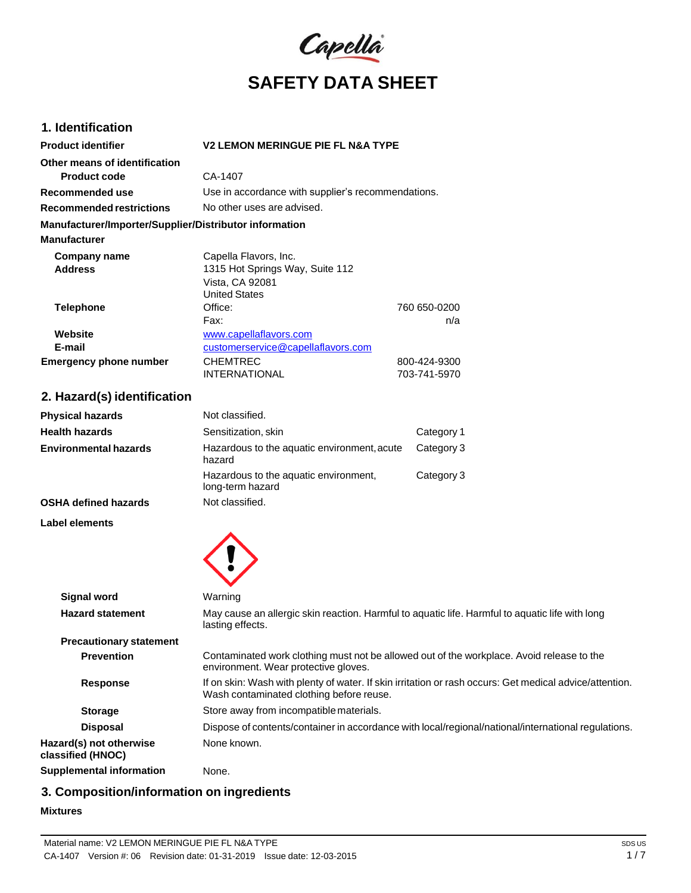# SAFETY DATA SHEET

## 1. Identification

| | | |
|---|---|---|
| **Product identifier** | **V2 LEMON MERINGUE PIE FL N&A TYPE** | |
| **Other means of identification** | | |
| **Product code** | CA-1407 | |
| **Recommended use** | Use in accordance with supplier's recommendations. | |
| **Recommended restrictions** | No other uses are advised. | |

**Manufacturer/Importer/Supplier/Distributor information**

**Manufacturer**

| | | |
|---|---|---|
| **Company name** | Capella Flavors, Inc. | |
| **Address** | 1315 Hot Springs Way, Suite 112<br>Vista, CA 92081<br>United States | |
| **Telephone** | Office: | 760 650-0200 |
| | Fax: | n/a |
| **Website** | www.capellaflavors.com | |
| **E-mail** | customerservice@capellaflavors.com | |
| **Emergency phone number** | CHEMTREC | 800-424-9300 |
| | INTERNATIONAL | 703-741-5970 |

## 2. Hazard(s) identification

| | | |
|---|---|---|
| **Physical hazards** | Not classified. | |
| **Health hazards** | Sensitization, skin | Category 1 |
| **Environmental hazards** | Hazardous to the aquatic environment, acute hazard | Category 3 |
| | Hazardous to the aquatic environment, long-term hazard | Category 3 |
| **OSHA defined hazards** | Not classified. | |

**Label elements**

**Signal word**: Warning

**Hazard statement**: May cause an allergic skin reaction. Harmful to aquatic life. Harmful to aquatic life with long lasting effects.

**Precautionary statement**

**Prevention**: Contaminated work clothing must not be allowed out of the workplace. Avoid release to the environment. Wear protective gloves.

**Response**: If on skin: Wash with plenty of water. If skin irritation or rash occurs: Get medical advice/attention. Wash contaminated clothing before reuse.

**Storage**: Store away from incompatible materials.

**Disposal**: Dispose of contents/container in accordance with local/regional/national/international regulations.

**Hazard(s) not otherwise classified (HNOC)**: None known.

**Supplemental information**: None.

## 3. Composition/information on ingredients

**Mixtures**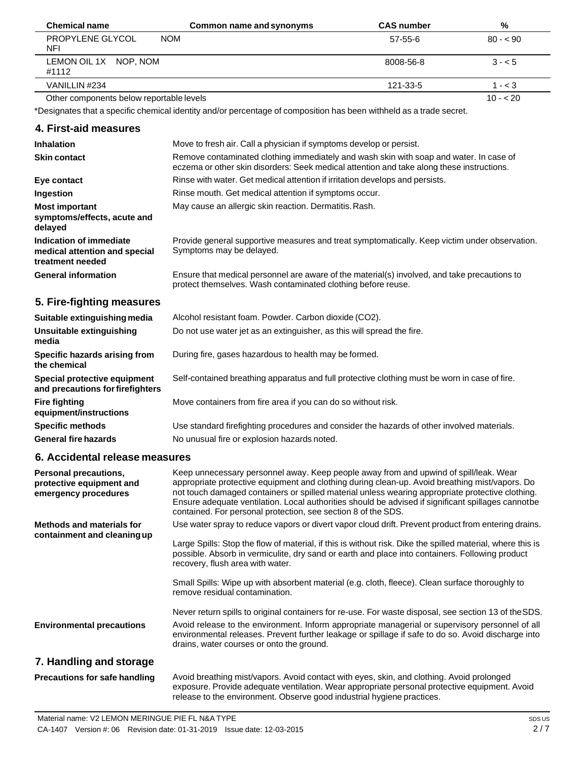| Chemical name | Common name and synonyms | CAS number | % |
|---|---|---|---|
| PROPYLENE GLYCOL NOM NFI | | 57-55-6 | 80 - < 90 |
| LEMON OIL 1X NOP, NOM #1112 | | 8008-56-8 | 3 - < 5 |
| VANILLIN #234 | | 121-33-5 | 1 - < 3 |
| Other components below reportable levels | | | 10 - < 20 |

*Designates that a specific chemical identity and/or percentage of composition has been withheld as a trade secret.

## 4. First-aid measures

| | |
|---|---|
| **Inhalation** | Move to fresh air. Call a physician if symptoms develop or persist. |
| **Skin contact** | Remove contaminated clothing immediately and wash skin with soap and water. In case of eczema or other skin disorders: Seek medical attention and take along these instructions. |
| **Eye contact** | Rinse with water. Get medical attention if irritation develops and persists. |
| **Ingestion** | Rinse mouth. Get medical attention if symptoms occur. |
| **Most important symptoms/effects, acute and delayed** | May cause an allergic skin reaction. Dermatitis. Rash. |
| **Indication of immediate medical attention and special treatment needed** | Provide general supportive measures and treat symptomatically. Keep victim under observation. Symptoms may be delayed. |
| **General information** | Ensure that medical personnel are aware of the material(s) involved, and take precautions to protect themselves. Wash contaminated clothing before reuse. |

## 5. Fire-fighting measures

| | |
|---|---|
| **Suitable extinguishing media** | Alcohol resistant foam. Powder. Carbon dioxide ($CO_2$). |
| **Unsuitable extinguishing media** | Do not use water jet as an extinguisher, as this will spread the fire. |
| **Specific hazards arising from the chemical** | During fire, gases hazardous to health may be formed. |
| **Special protective equipment and precautions for firefighters** | Self-contained breathing apparatus and full protective clothing must be worn in case of fire. |
| **Fire fighting equipment/instructions** | Move containers from fire area if you can do so without risk. |
| **Specific methods** | Use standard firefighting procedures and consider the hazards of other involved materials. |
| **General fire hazards** | No unusual fire or explosion hazards noted. |

## 6. Accidental release measures

**Personal precautions, protective equipment and emergency procedures**

Keep unnecessary personnel away. Keep people away from and upwind of spill/leak. Wear appropriate protective equipment and clothing during clean-up. Avoid breathing mist/vapors. Do not touch damaged containers or spilled material unless wearing appropriate protective clothing. Ensure adequate ventilation. Local authorities should be advised if significant spillages cannot be contained. For personal protection, see section 8 of the SDS.

**Methods and materials for containment and cleaning up**

Use water spray to reduce vapors or divert vapor cloud drift. Prevent product from entering drains.

Large Spills: Stop the flow of material, if this is without risk. Dike the spilled material, where this is possible. Absorb in vermiculite, dry sand or earth and place into containers. Following product recovery, flush area with water.

Small Spills: Wipe up with absorbent material (e.g. cloth, fleece). Clean surface thoroughly to remove residual contamination.

Never return spills to original containers for re-use. For waste disposal, see section 13 of the SDS.

**Environmental precautions**

Avoid release to the environment. Inform appropriate managerial or supervisory personnel of all environmental releases. Prevent further leakage or spillage if safe to do so. Avoid discharge into drains, water courses or onto the ground.

## 7. Handling and storage

**Precautions for safe handling**

Avoid breathing mist/vapors. Avoid contact with eyes, skin, and clothing. Avoid prolonged exposure. Provide adequate ventilation. Wear appropriate personal protective equipment. Avoid release to the environment. Observe good industrial hygiene practices.

Material name: V2 LEMON MERINGUE PIE FL N&A TYPE

CA-1407 Version #: 06 Revision date: 01-31-2019 Issue date: 12-03-2015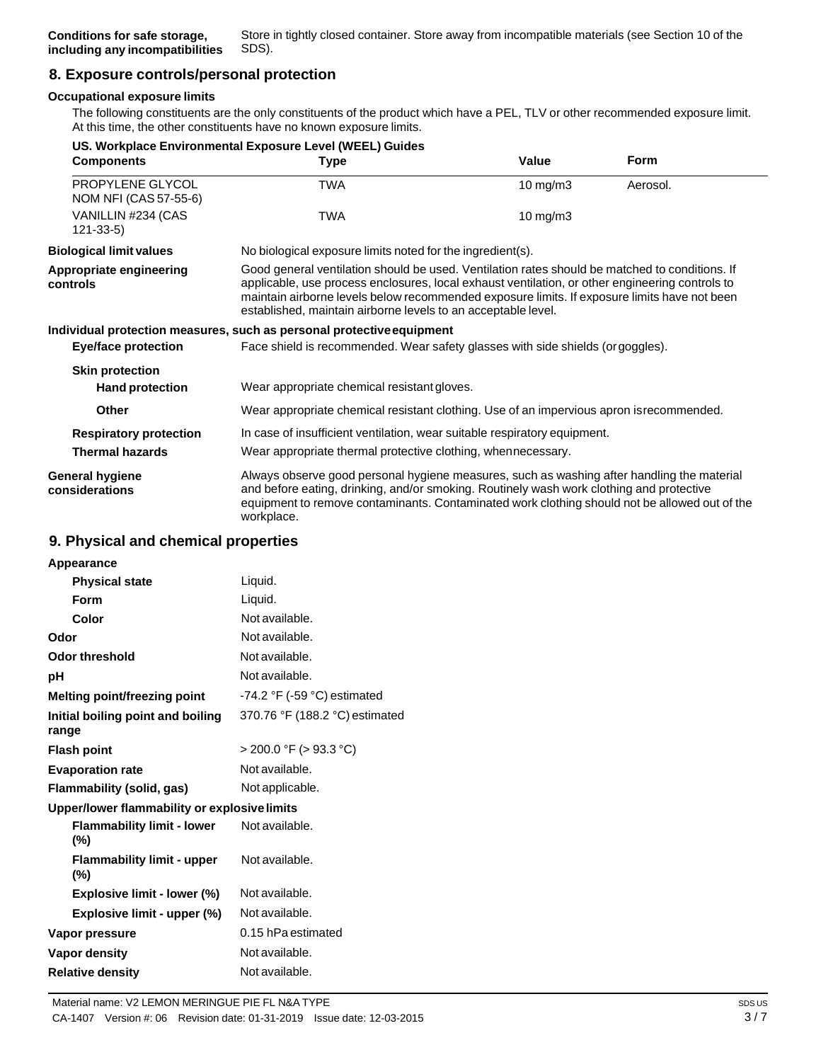| | |
|---|---|
| **Conditions for safe storage, including any incompatibilities** | Store in tightly closed container. Store away from incompatible materials (see Section 10 of the SDS). |

## 8. Exposure controls/personal protection

**Occupational exposure limits**

The following constituents are the only constituents of the product which have a PEL, TLV or other recommended exposure limit. At this time, the other constituents have no known exposure limits.

**US. Workplace Environmental Exposure Level (WEEL) Guides**

| Components | Type | Value | Form |
|---|---|---|---|
| PROPYLENE GLYCOL NOM NFI (CAS 57-55-6) | TWA | 10 mg/m3 | Aerosol. |
| VANILLIN #234 (CAS 121-33-5) | TWA | 10 mg/m3 | |

| | |
|---|---|
| **Biological limit values** | No biological exposure limits noted for the ingredient(s). |
| **Appropriate engineering controls** | Good general ventilation should be used. Ventilation rates should be matched to conditions. If applicable, use process enclosures, local exhaust ventilation, or other engineering controls to maintain airborne levels below recommended exposure limits. If exposure limits have not been established, maintain airborne levels to an acceptable level. |

**Individual protection measures, such as personal protective equipment**

| | |
|---|---|
| **Eye/face protection** | Face shield is recommended. Wear safety glasses with side shields (or goggles). |
| **Skin protection** | |
| **Hand protection** | Wear appropriate chemical resistant gloves. |
| **Other** | Wear appropriate chemical resistant clothing. Use of an impervious apron is recommended. |
| **Respiratory protection** | In case of insufficient ventilation, wear suitable respiratory equipment. |
| **Thermal hazards** | Wear appropriate thermal protective clothing, when necessary. |
| **General hygiene considerations** | Always observe good personal hygiene measures, such as washing after handling the material and before eating, drinking, and/or smoking. Routinely wash work clothing and protective equipment to remove contaminants. Contaminated work clothing should not be allowed out of the workplace. |

## 9. Physical and chemical properties

| | |
|---|---|
| **Appearance** | |
| **Physical state** | Liquid. |
| **Form** | Liquid. |
| **Color** | Not available. |
| **Odor** | Not available. |
| **Odor threshold** | Not available. |
| **pH** | Not available. |
| **Melting point/freezing point** | -74.2 °F (-59 °C) estimated |
| **Initial boiling point and boiling range** | 370.76 °F (188.2 °C) estimated |
| **Flash point** | > 200.0 °F (> 93.3 °C) |
| **Evaporation rate** | Not available. |
| **Flammability (solid, gas)** | Not applicable. |
| **Upper/lower flammability or explosive limits** | |
| **Flammability limit - lower (%)** | Not available. |
| **Flammability limit - upper (%)** | Not available. |
| **Explosive limit - lower (%)** | Not available. |
| **Explosive limit - upper (%)** | Not available. |
| **Vapor pressure** | 0.15 hPa estimated |
| **Vapor density** | Not available. |
| **Relative density** | Not available. |

Material name: V2 LEMON MERINGUE PIE FL N&A TYPE
CA-1407 Version #: 06 Revision date: 01-31-2019 Issue date: 12-03-2015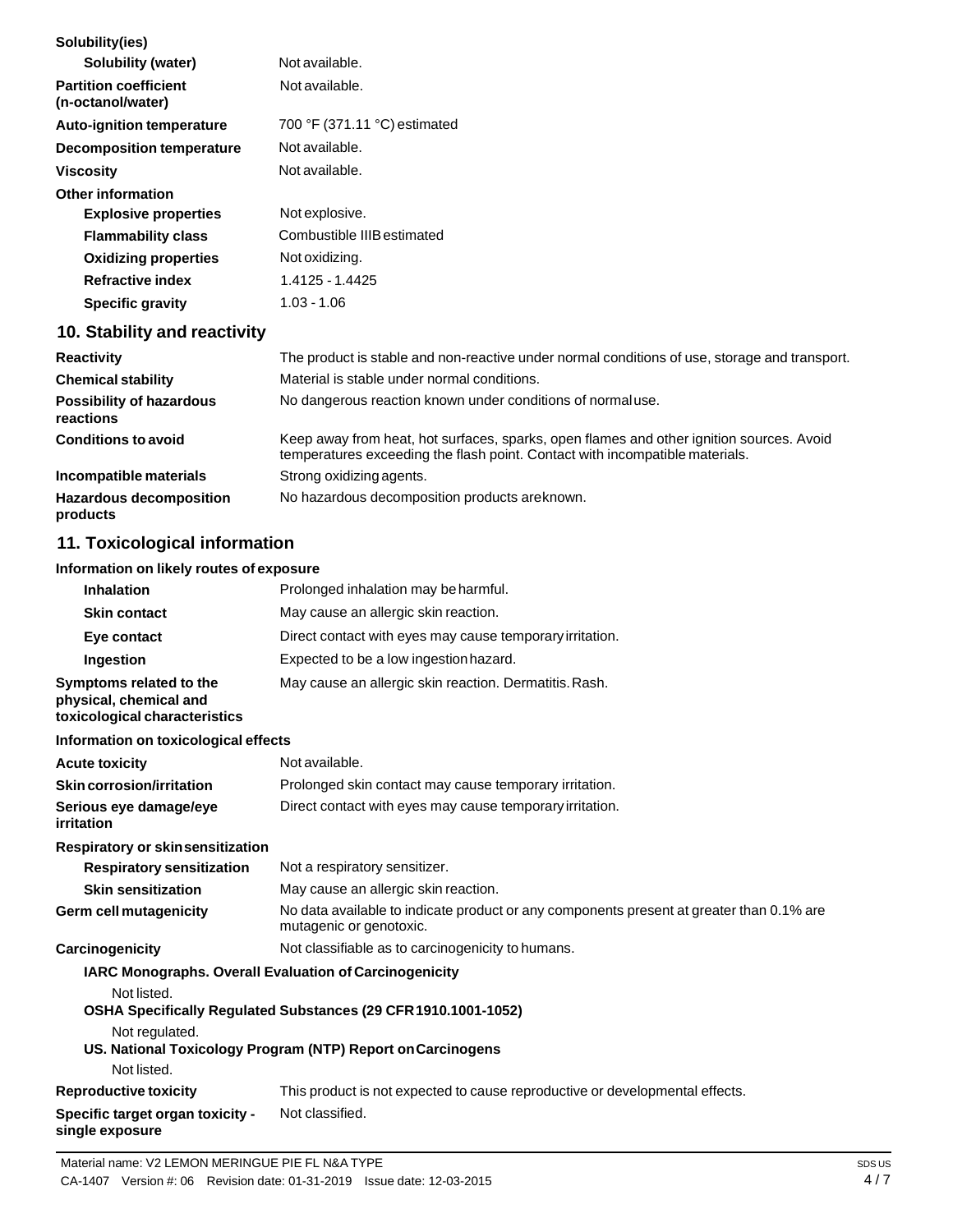| Solubility(ies) | |
|---|---|
| Solubility (water) | Not available. |
| Partition coefficient (n-octanol/water) | Not available. |
| Auto-ignition temperature | 700 °F (371.11 °C) estimated |
| Decomposition temperature | Not available. |
| Viscosity | Not available. |
| **Other information** | |
| Explosive properties | Not explosive. |
| Flammability class | Combustible IIIB estimated |
| Oxidizing properties | Not oxidizing. |
| Refractive index | 1.4125 - 1.4425 |
| Specific gravity | 1.03 - 1.06 |

## 10. Stability and reactivity

| | |
|---|---|
| **Reactivity** | The product is stable and non-reactive under normal conditions of use, storage and transport. |
| **Chemical stability** | Material is stable under normal conditions. |
| **Possibility of hazardous reactions** | No dangerous reaction known under conditions of normal use. |
| **Conditions to avoid** | Keep away from heat, hot surfaces, sparks, open flames and other ignition sources. Avoid temperatures exceeding the flash point. Contact with incompatible materials. |
| **Incompatible materials** | Strong oxidizing agents. |
| **Hazardous decomposition products** | No hazardous decomposition products are known. |

## 11. Toxicological information

**Information on likely routes of exposure**

| | |
|---|---|
| **Inhalation** | Prolonged inhalation may be harmful. |
| **Skin contact** | May cause an allergic skin reaction. |
| **Eye contact** | Direct contact with eyes may cause temporary irritation. |
| **Ingestion** | Expected to be a low ingestion hazard. |
| **Symptoms related to the physical, chemical and toxicological characteristics** | May cause an allergic skin reaction. Dermatitis. Rash. |

**Information on toxicological effects**

| | |
|---|---|
| **Acute toxicity** | Not available. |
| **Skin corrosion/irritation** | Prolonged skin contact may cause temporary irritation. |
| **Serious eye damage/eye irritation** | Direct contact with eyes may cause temporary irritation. |
| **Respiratory or skin sensitization** | |
| **Respiratory sensitization** | Not a respiratory sensitizer. |
| **Skin sensitization** | May cause an allergic skin reaction. |
| **Germ cell mutagenicity** | No data available to indicate product or any components present at greater than 0.1% are mutagenic or genotoxic. |
| **Carcinogenicity** | Not classifiable as to carcinogenicity to humans. |

**IARC Monographs. Overall Evaluation of Carcinogenicity**

Not listed.

**OSHA Specifically Regulated Substances (29 CFR 1910.1001-1052)**

Not regulated.

**US. National Toxicology Program (NTP) Report on Carcinogens**

Not listed.

| | |
|---|---|
| **Reproductive toxicity** | This product is not expected to cause reproductive or developmental effects. |
| **Specific target organ toxicity - single exposure** | Not classified. |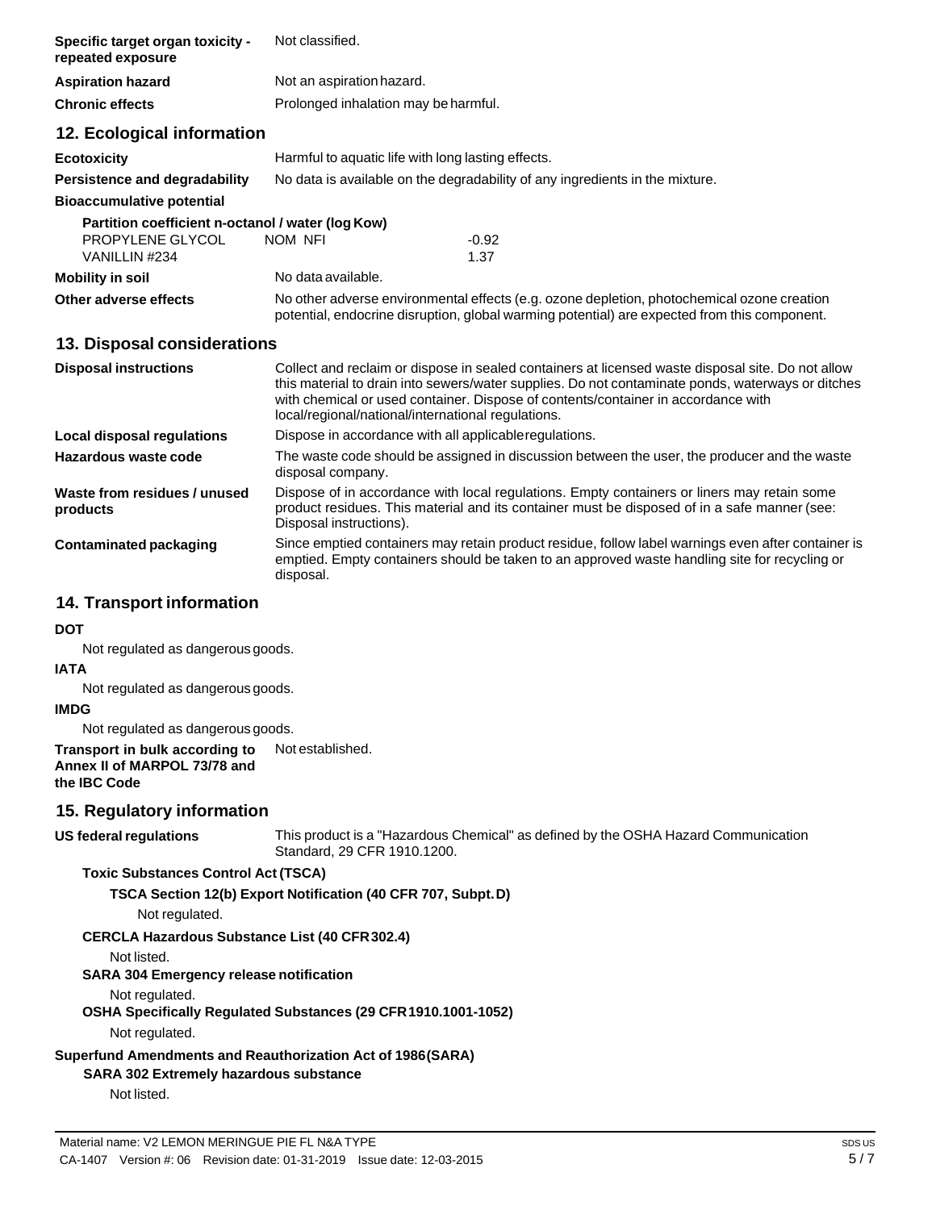| | |
|---|---|
| **Specific target organ toxicity - repeated exposure** | Not classified. |
| **Aspiration hazard** | Not an aspiration hazard. |
| **Chronic effects** | Prolonged inhalation may be harmful. |

## 12. Ecological information

| | |
|---|---|
| **Ecotoxicity** | Harmful to aquatic life with long lasting effects. |
| **Persistence and degradability** | No data is available on the degradability of any ingredients in the mixture. |

**Bioaccumulative potential**

**Partition coefficient n-octanol / water (log Kow)**

| | | |
|---|---|---|
| PROPYLENE GLYCOL | NOM NFI | -0.92 |
| VANILLIN #234 | | 1.37 |

| | |
|---|---|
| **Mobility in soil** | No data available. |
| **Other adverse effects** | No other adverse environmental effects (e.g. ozone depletion, photochemical ozone creation potential, endocrine disruption, global warming potential) are expected from this component. |

## 13. Disposal considerations

| | |
|---|---|
| **Disposal instructions** | Collect and reclaim or dispose in sealed containers at licensed waste disposal site. Do not allow this material to drain into sewers/water supplies. Do not contaminate ponds, waterways or ditches with chemical or used container. Dispose of contents/container in accordance with local/regional/national/international regulations. |
| **Local disposal regulations** | Dispose in accordance with all applicable regulations. |
| **Hazardous waste code** | The waste code should be assigned in discussion between the user, the producer and the waste disposal company. |
| **Waste from residues / unused products** | Dispose of in accordance with local regulations. Empty containers or liners may retain some product residues. This material and its container must be disposed of in a safe manner (see: Disposal instructions). |
| **Contaminated packaging** | Since emptied containers may retain product residue, follow label warnings even after container is emptied. Empty containers should be taken to an approved waste handling site for recycling or disposal. |

## 14. Transport information

**DOT**

Not regulated as dangerous goods.

**IATA**

Not regulated as dangerous goods.

**IMDG**

Not regulated as dangerous goods.

**Transport in bulk according to Annex II of MARPOL 73/78 and the IBC Code** Not established.

## 15. Regulatory information

**US federal regulations** This product is a "Hazardous Chemical" as defined by the OSHA Hazard Communication Standard, 29 CFR 1910.1200.

**Toxic Substances Control Act (TSCA)**

**TSCA Section 12(b) Export Notification (40 CFR 707, Subpt. D)**

Not regulated.

**CERCLA Hazardous Substance List (40 CFR 302.4)**

Not listed.

**SARA 304 Emergency release notification**

Not regulated.

**OSHA Specifically Regulated Substances (29 CFR 1910.1001-1052)**

Not regulated.

**Superfund Amendments and Reauthorization Act of 1986 (SARA)**

**SARA 302 Extremely hazardous substance**

Not listed.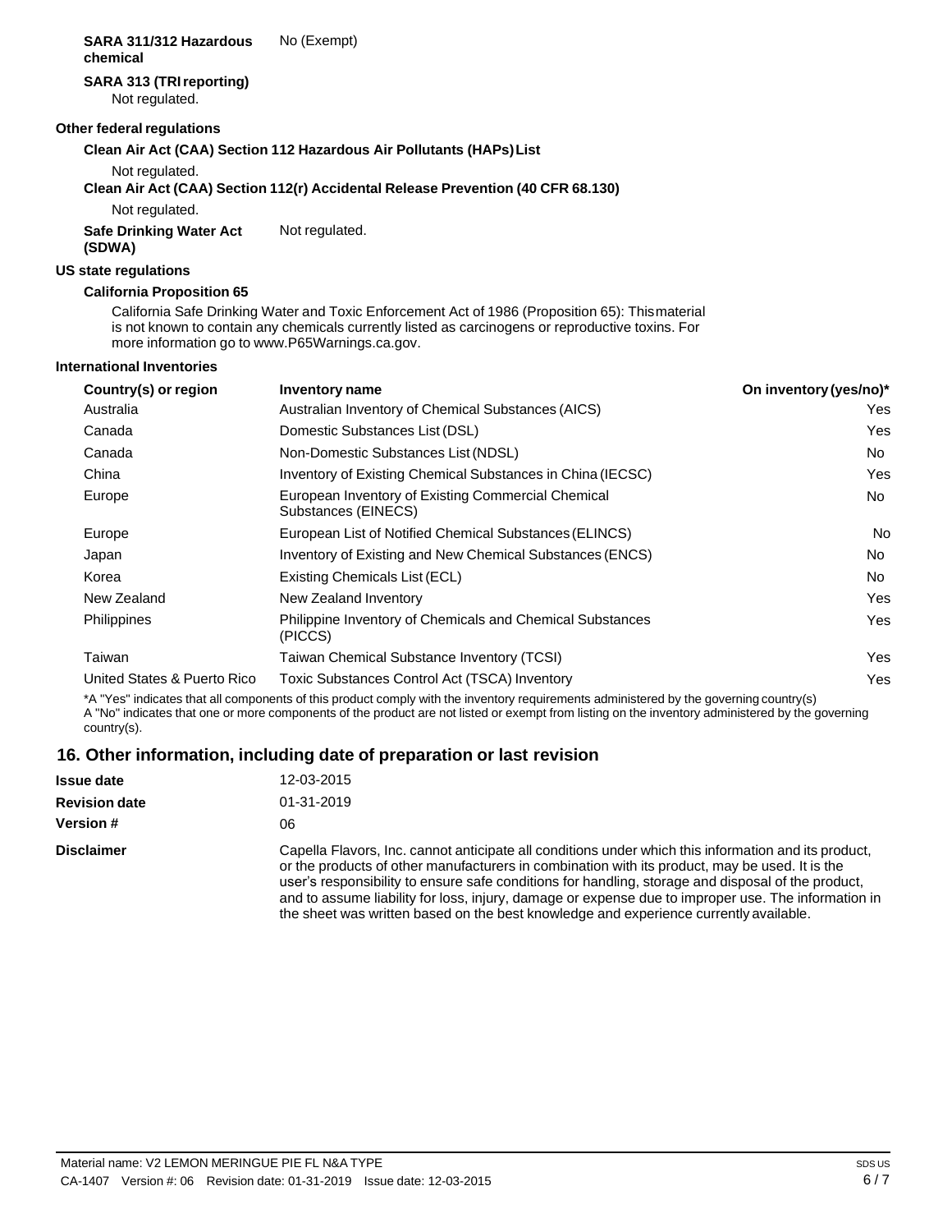**SARA 311/312 Hazardous chemical** No (Exempt)

**SARA 313 (TRI reporting)**

Not regulated.

**Other federal regulations**

**Clean Air Act (CAA) Section 112 Hazardous Air Pollutants (HAPs) List**

Not regulated.

**Clean Air Act (CAA) Section 112(r) Accidental Release Prevention (40 CFR 68.130)**

Not regulated.

**Safe Drinking Water Act (SDWA)** Not regulated.

**US state regulations**

**California Proposition 65**

California Safe Drinking Water and Toxic Enforcement Act of 1986 (Proposition 65): This material is not known to contain any chemicals currently listed as carcinogens or reproductive toxins. For more information go to www.P65Warnings.ca.gov.

**International Inventories**

| Country(s) or region | Inventory name | On inventory (yes/no)* |
|---|---|---|
| Australia | Australian Inventory of Chemical Substances (AICS) | Yes |
| Canada | Domestic Substances List (DSL) | Yes |
| Canada | Non-Domestic Substances List (NDSL) | No |
| China | Inventory of Existing Chemical Substances in China (IECSC) | Yes |
| Europe | European Inventory of Existing Commercial Chemical Substances (EINECS) | No |
| Europe | European List of Notified Chemical Substances (ELINCS) | No |
| Japan | Inventory of Existing and New Chemical Substances (ENCS) | No |
| Korea | Existing Chemicals List (ECL) | No |
| New Zealand | New Zealand Inventory | Yes |
| Philippines | Philippine Inventory of Chemicals and Chemical Substances (PICCS) | Yes |
| Taiwan | Taiwan Chemical Substance Inventory (TCSI) | Yes |
| United States & Puerto Rico | Toxic Substances Control Act (TSCA) Inventory | Yes |

*A "Yes" indicates that all components of this product comply with the inventory requirements administered by the governing country(s)
A "No" indicates that one or more components of the product are not listed or exempt from listing on the inventory administered by the governing country(s).

## 16. Other information, including date of preparation or last revision

**Issue date** 12-03-2015

**Revision date** 01-31-2019

**Version #** 06

**Disclaimer** Capella Flavors, Inc. cannot anticipate all conditions under which this information and its product, or the products of other manufacturers in combination with its product, may be used. It is the user's responsibility to ensure safe conditions for handling, storage and disposal of the product, and to assume liability for loss, injury, damage or expense due to improper use. The information in the sheet was written based on the best knowledge and experience currently available.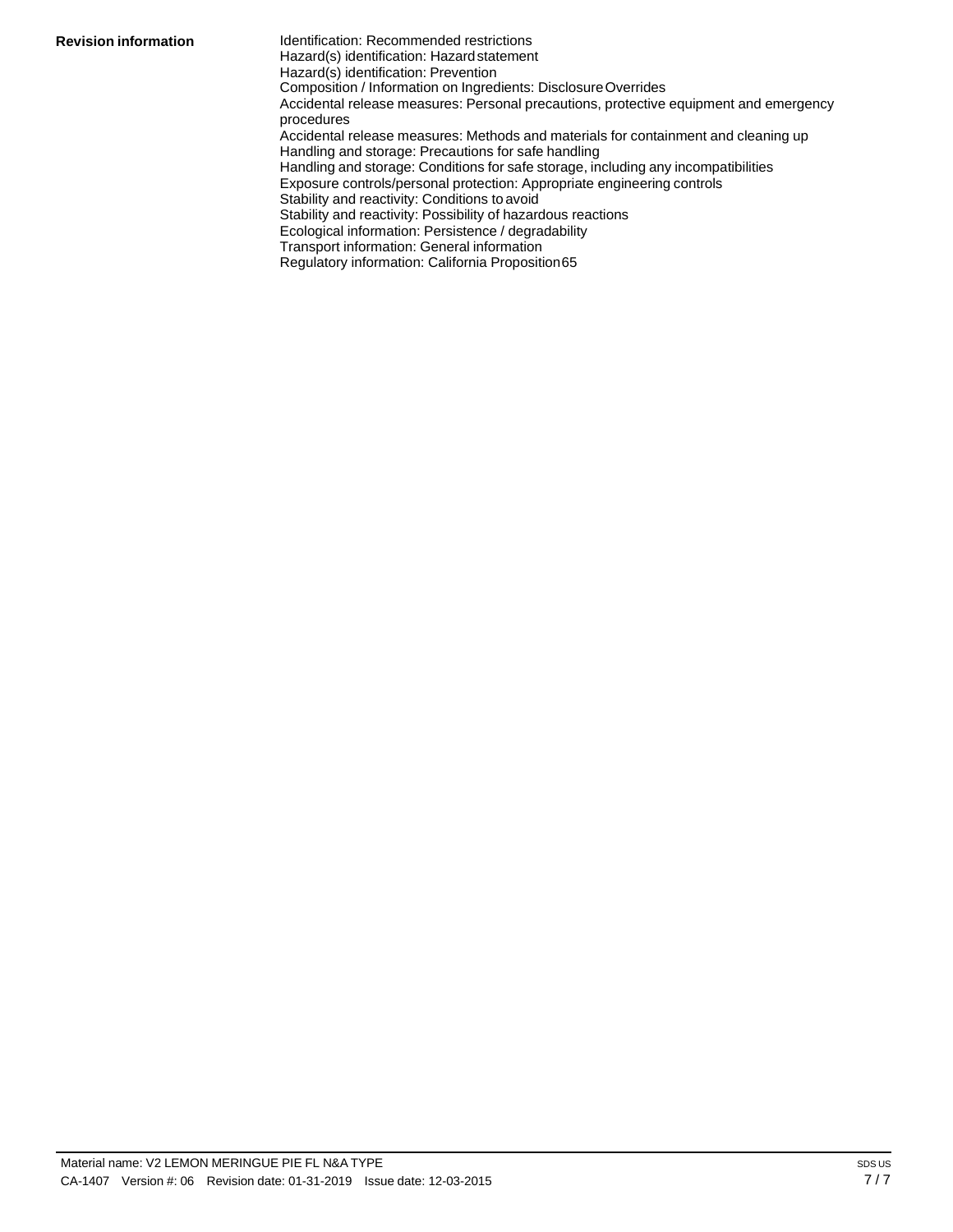**Revision information**

Identification: Recommended restrictions
Hazard(s) identification: Hazard statement
Hazard(s) identification: Prevention
Composition / Information on Ingredients: Disclosure Overrides
Accidental release measures: Personal precautions, protective equipment and emergency procedures
Accidental release measures: Methods and materials for containment and cleaning up
Handling and storage: Precautions for safe handling
Handling and storage: Conditions for safe storage, including any incompatibilities
Exposure controls/personal protection: Appropriate engineering controls
Stability and reactivity: Conditions to avoid
Stability and reactivity: Possibility of hazardous reactions
Ecological information: Persistence / degradability
Transport information: General information
Regulatory information: California Proposition 65